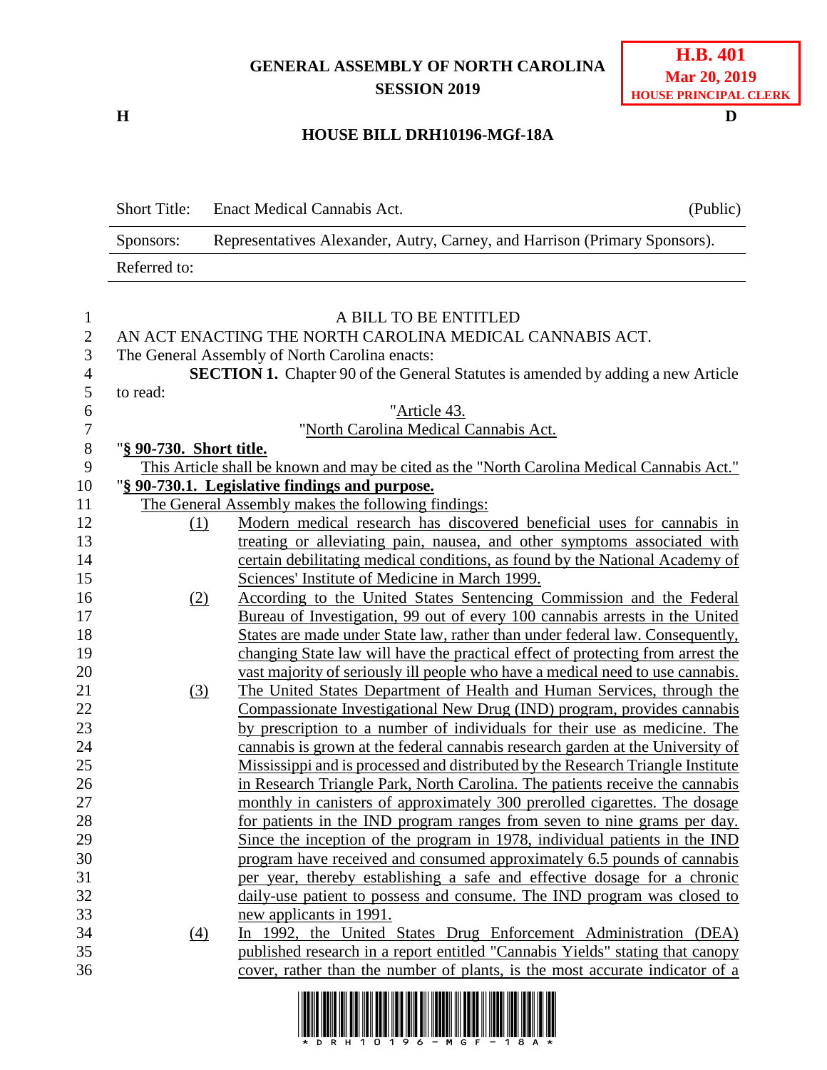GENERAL ASSEMBLY OF NORTH CAROLINA
SESSION 2019

**H.B. 401**
**Mar 20, 2019**
**HOUSE PRINCIPAL CLERK**

H D

**HOUSE BILL DRH10196-MGf-18A**

| Short Title: | Enact Medical Cannabis Act. | (Public) |
|---|---|---|
| Sponsors: | Representatives Alexander, Autry, Carney, and Harrison (Primary Sponsors). | |
| Referred to: | | |

A BILL TO BE ENTITLED

AN ACT ENACTING THE NORTH CAROLINA MEDICAL CANNABIS ACT.

The General Assembly of North Carolina enacts:

**SECTION 1.** Chapter 90 of the General Statutes is amended by adding a new Article to read:

"Article 43.

"North Carolina Medical Cannabis Act.

"**§ 90-730. Short title.**

This Article shall be known and may be cited as the "North Carolina Medical Cannabis Act."

"**§ 90-730.1. Legislative findings and purpose.**

The General Assembly makes the following findings:

(1) Modern medical research has discovered beneficial uses for cannabis in treating or alleviating pain, nausea, and other symptoms associated with certain debilitating medical conditions, as found by the National Academy of Sciences' Institute of Medicine in March 1999.

(2) According to the United States Sentencing Commission and the Federal Bureau of Investigation, 99 out of every 100 cannabis arrests in the United States are made under State law, rather than under federal law. Consequently, changing State law will have the practical effect of protecting from arrest the vast majority of seriously ill people who have a medical need to use cannabis.

(3) The United States Department of Health and Human Services, through the Compassionate Investigational New Drug (IND) program, provides cannabis by prescription to a number of individuals for their use as medicine. The cannabis is grown at the federal cannabis research garden at the University of Mississippi and is processed and distributed by the Research Triangle Institute in Research Triangle Park, North Carolina. The patients receive the cannabis monthly in canisters of approximately 300 prerolled cigarettes. The dosage for patients in the IND program ranges from seven to nine grams per day. Since the inception of the program in 1978, individual patients in the IND program have received and consumed approximately 6.5 pounds of cannabis per year, thereby establishing a safe and effective dosage for a chronic daily-use patient to possess and consume. The IND program was closed to new applicants in 1991.

(4) In 1992, the United States Drug Enforcement Administration (DEA) published research in a report entitled "Cannabis Yields" stating that canopy cover, rather than the number of plants, is the most accurate indicator of a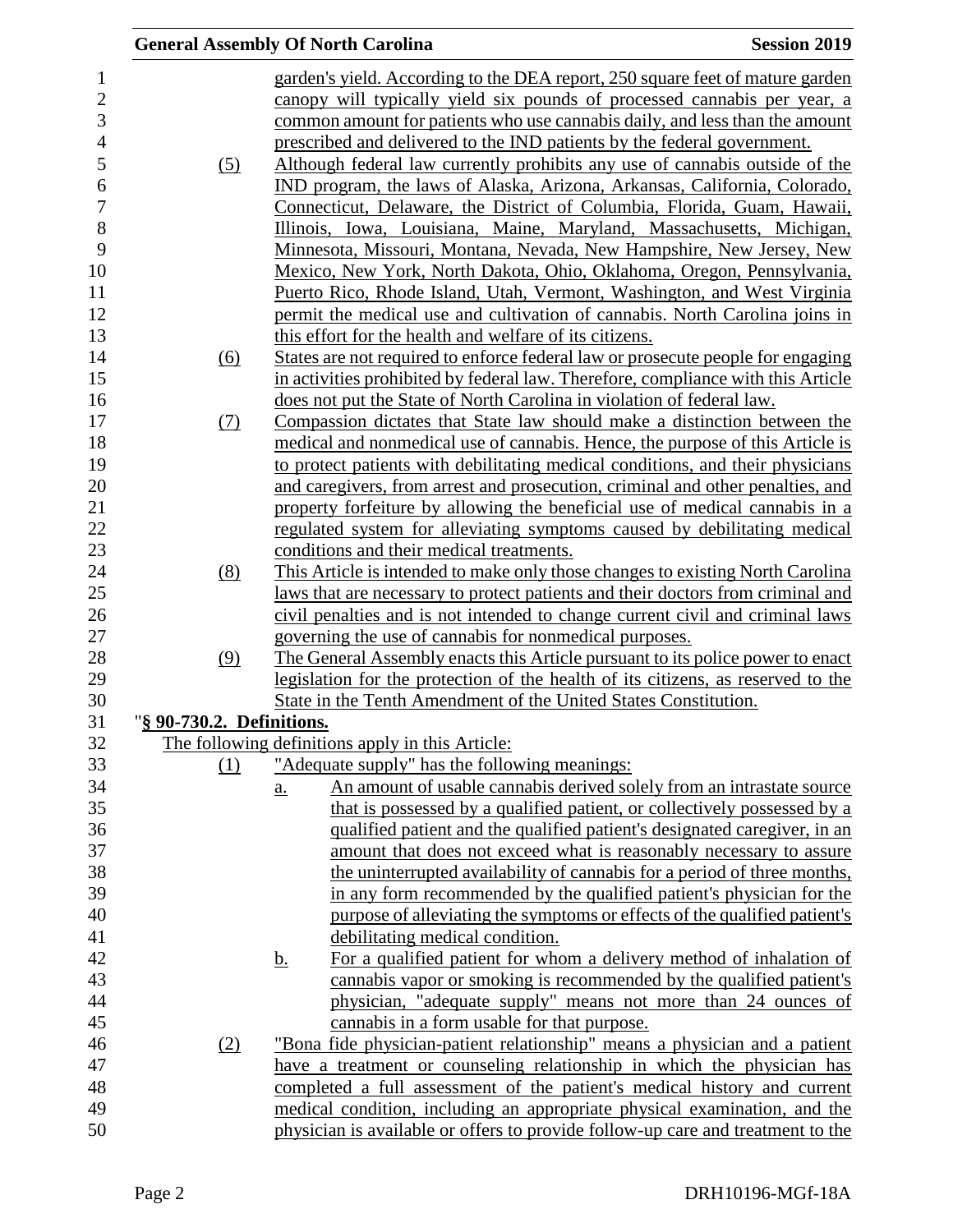garden's yield. According to the DEA report, 250 square feet of mature garden canopy will typically yield six pounds of processed cannabis per year, a common amount for patients who use cannabis daily, and less than the amount prescribed and delivered to the IND patients by the federal government.

(5) Although federal law currently prohibits any use of cannabis outside of the IND program, the laws of Alaska, Arizona, Arkansas, California, Colorado, Connecticut, Delaware, the District of Columbia, Florida, Guam, Hawaii, Illinois, Iowa, Louisiana, Maine, Maryland, Massachusetts, Michigan, Minnesota, Missouri, Montana, Nevada, New Hampshire, New Jersey, New Mexico, New York, North Dakota, Ohio, Oklahoma, Oregon, Pennsylvania, Puerto Rico, Rhode Island, Utah, Vermont, Washington, and West Virginia permit the medical use and cultivation of cannabis. North Carolina joins in this effort for the health and welfare of its citizens.

(6) States are not required to enforce federal law or prosecute people for engaging in activities prohibited by federal law. Therefore, compliance with this Article does not put the State of North Carolina in violation of federal law.

(7) Compassion dictates that State law should make a distinction between the medical and nonmedical use of cannabis. Hence, the purpose of this Article is to protect patients with debilitating medical conditions, and their physicians and caregivers, from arrest and prosecution, criminal and other penalties, and property forfeiture by allowing the beneficial use of medical cannabis in a regulated system for alleviating symptoms caused by debilitating medical conditions and their medical treatments.

(8) This Article is intended to make only those changes to existing North Carolina laws that are necessary to protect patients and their doctors from criminal and civil penalties and is not intended to change current civil and criminal laws governing the use of cannabis for nonmedical purposes.

(9) The General Assembly enacts this Article pursuant to its police power to enact legislation for the protection of the health of its citizens, as reserved to the State in the Tenth Amendment of the United States Constitution.

"**§ 90-730.2. Definitions.**

The following definitions apply in this Article:

(1) "Adequate supply" has the following meanings:

a. An amount of usable cannabis derived solely from an intrastate source that is possessed by a qualified patient, or collectively possessed by a qualified patient and the qualified patient's designated caregiver, in an amount that does not exceed what is reasonably necessary to assure the uninterrupted availability of cannabis for a period of three months, in any form recommended by the qualified patient's physician for the purpose of alleviating the symptoms or effects of the qualified patient's debilitating medical condition.

b. For a qualified patient for whom a delivery method of inhalation of cannabis vapor or smoking is recommended by the qualified patient's physician, "adequate supply" means not more than 24 ounces of cannabis in a form usable for that purpose.

(2) "Bona fide physician-patient relationship" means a physician and a patient have a treatment or counseling relationship in which the physician has completed a full assessment of the patient's medical history and current medical condition, including an appropriate physical examination, and the physician is available or offers to provide follow-up care and treatment to the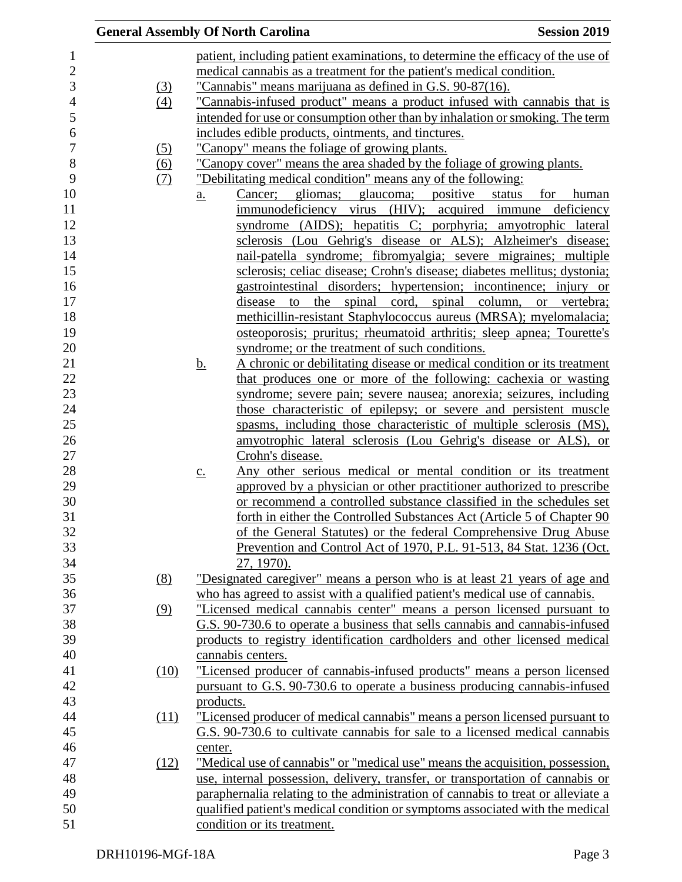patient, including patient examinations, to determine the efficacy of the use of medical cannabis as a treatment for the patient's medical condition.

(3) "Cannabis" means marijuana as defined in G.S. 90-87(16).

(4) "Cannabis-infused product" means a product infused with cannabis that is intended for use or consumption other than by inhalation or smoking. The term includes edible products, ointments, and tinctures.

(5) "Canopy" means the foliage of growing plants.

(6) "Canopy cover" means the area shaded by the foliage of growing plants.

(7) "Debilitating medical condition" means any of the following:

a. Cancer; gliomas; glaucoma; positive status for human immunodeficiency virus (HIV); acquired immune deficiency syndrome (AIDS); hepatitis C; porphyria; amyotrophic lateral sclerosis (Lou Gehrig's disease or ALS); Alzheimer's disease; nail-patella syndrome; fibromyalgia; severe migraines; multiple sclerosis; celiac disease; Crohn's disease; diabetes mellitus; dystonia; gastrointestinal disorders; hypertension; incontinence; injury or disease to the spinal cord, spinal column, or vertebra; methicillin-resistant Staphylococcus aureus (MRSA); myelomalacia; osteoporosis; pruritus; rheumatoid arthritis; sleep apnea; Tourette's syndrome; or the treatment of such conditions.

b. A chronic or debilitating disease or medical condition or its treatment that produces one or more of the following: cachexia or wasting syndrome; severe pain; severe nausea; anorexia; seizures, including those characteristic of epilepsy; or severe and persistent muscle spasms, including those characteristic of multiple sclerosis (MS), amyotrophic lateral sclerosis (Lou Gehrig's disease or ALS), or Crohn's disease.

c. Any other serious medical or mental condition or its treatment approved by a physician or other practitioner authorized to prescribe or recommend a controlled substance classified in the schedules set forth in either the Controlled Substances Act (Article 5 of Chapter 90 of the General Statutes) or the federal Comprehensive Drug Abuse Prevention and Control Act of 1970, P.L. 91-513, 84 Stat. 1236 (Oct. 27, 1970).

(8) "Designated caregiver" means a person who is at least 21 years of age and who has agreed to assist with a qualified patient's medical use of cannabis.

(9) "Licensed medical cannabis center" means a person licensed pursuant to G.S. 90-730.6 to operate a business that sells cannabis and cannabis-infused products to registry identification cardholders and other licensed medical cannabis centers.

(10) "Licensed producer of cannabis-infused products" means a person licensed pursuant to G.S. 90-730.6 to operate a business producing cannabis-infused products.

(11) "Licensed producer of medical cannabis" means a person licensed pursuant to G.S. 90-730.6 to cultivate cannabis for sale to a licensed medical cannabis center.

(12) "Medical use of cannabis" or "medical use" means the acquisition, possession, use, internal possession, delivery, transfer, or transportation of cannabis or paraphernalia relating to the administration of cannabis to treat or alleviate a qualified patient's medical condition or symptoms associated with the medical condition or its treatment.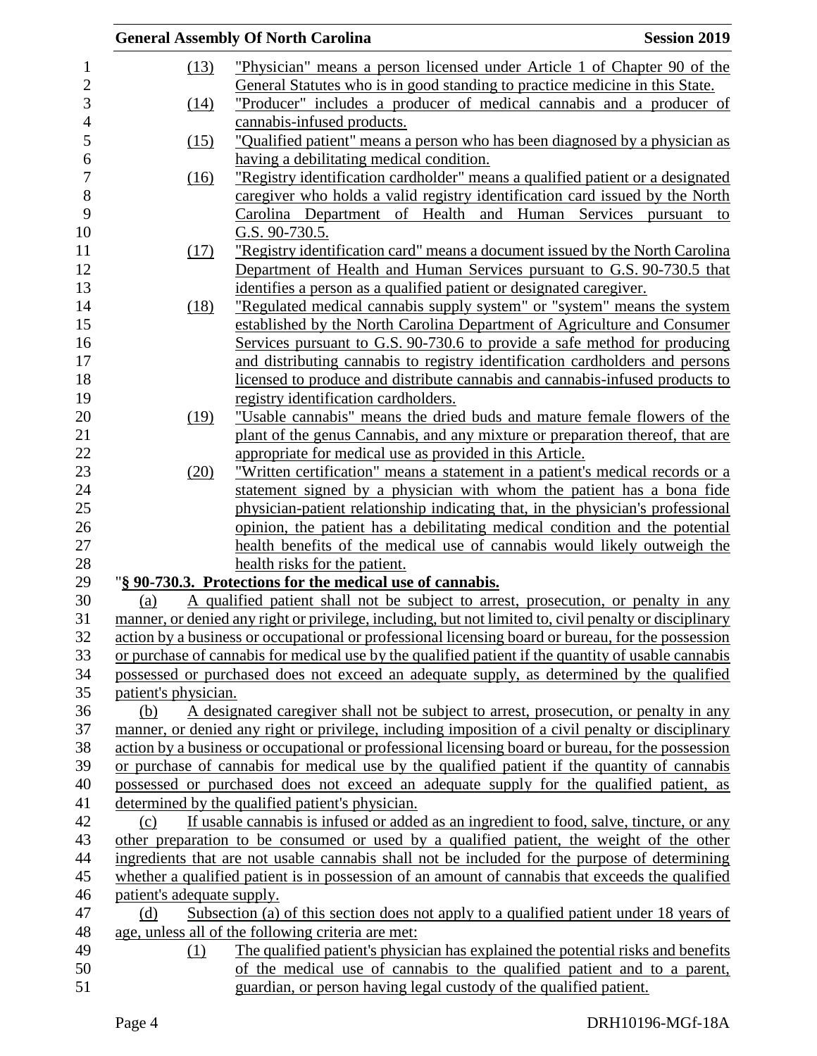(13) "Physician" means a person licensed under Article 1 of Chapter 90 of the General Statutes who is in good standing to practice medicine in this State.

(14) "Producer" includes a producer of medical cannabis and a producer of cannabis-infused products.

(15) "Qualified patient" means a person who has been diagnosed by a physician as having a debilitating medical condition.

(16) "Registry identification cardholder" means a qualified patient or a designated caregiver who holds a valid registry identification card issued by the North Carolina Department of Health and Human Services pursuant to G.S. 90-730.5.

(17) "Registry identification card" means a document issued by the North Carolina Department of Health and Human Services pursuant to G.S. 90-730.5 that identifies a person as a qualified patient or designated caregiver.

(18) "Regulated medical cannabis supply system" or "system" means the system established by the North Carolina Department of Agriculture and Consumer Services pursuant to G.S. 90-730.6 to provide a safe method for producing and distributing cannabis to registry identification cardholders and persons licensed to produce and distribute cannabis and cannabis-infused products to registry identification cardholders.

(19) "Usable cannabis" means the dried buds and mature female flowers of the plant of the genus Cannabis, and any mixture or preparation thereof, that are appropriate for medical use as provided in this Article.

(20) "Written certification" means a statement in a patient's medical records or a statement signed by a physician with whom the patient has a bona fide physician-patient relationship indicating that, in the physician's professional opinion, the patient has a debilitating medical condition and the potential health benefits of the medical use of cannabis would likely outweigh the health risks for the patient.

"**§ 90-730.3. Protections for the medical use of cannabis.**

(a) A qualified patient shall not be subject to arrest, prosecution, or penalty in any manner, or denied any right or privilege, including, but not limited to, civil penalty or disciplinary action by a business or occupational or professional licensing board or bureau, for the possession or purchase of cannabis for medical use by the qualified patient if the quantity of usable cannabis possessed or purchased does not exceed an adequate supply, as determined by the qualified patient's physician.

(b) A designated caregiver shall not be subject to arrest, prosecution, or penalty in any manner, or denied any right or privilege, including imposition of a civil penalty or disciplinary action by a business or occupational or professional licensing board or bureau, for the possession or purchase of cannabis for medical use by the qualified patient if the quantity of cannabis possessed or purchased does not exceed an adequate supply for the qualified patient, as determined by the qualified patient's physician.

(c) If usable cannabis is infused or added as an ingredient to food, salve, tincture, or any other preparation to be consumed or used by a qualified patient, the weight of the other ingredients that are not usable cannabis shall not be included for the purpose of determining whether a qualified patient is in possession of an amount of cannabis that exceeds the qualified patient's adequate supply.

(d) Subsection (a) of this section does not apply to a qualified patient under 18 years of age, unless all of the following criteria are met:

(1) The qualified patient's physician has explained the potential risks and benefits of the medical use of cannabis to the qualified patient and to a parent, guardian, or person having legal custody of the qualified patient.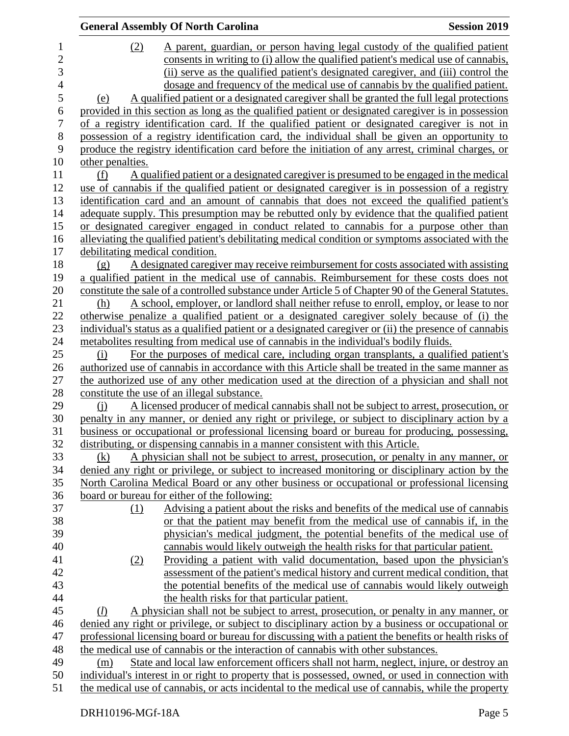(2) A parent, guardian, or person having legal custody of the qualified patient consents in writing to (i) allow the qualified patient's medical use of cannabis, (ii) serve as the qualified patient's designated caregiver, and (iii) control the dosage and frequency of the medical use of cannabis by the qualified patient.

(e) A qualified patient or a designated caregiver shall be granted the full legal protections provided in this section as long as the qualified patient or designated caregiver is in possession of a registry identification card. If the qualified patient or designated caregiver is not in possession of a registry identification card, the individual shall be given an opportunity to produce the registry identification card before the initiation of any arrest, criminal charges, or other penalties.

(f) A qualified patient or a designated caregiver is presumed to be engaged in the medical use of cannabis if the qualified patient or designated caregiver is in possession of a registry identification card and an amount of cannabis that does not exceed the qualified patient's adequate supply. This presumption may be rebutted only by evidence that the qualified patient or designated caregiver engaged in conduct related to cannabis for a purpose other than alleviating the qualified patient's debilitating medical condition or symptoms associated with the debilitating medical condition.

(g) A designated caregiver may receive reimbursement for costs associated with assisting a qualified patient in the medical use of cannabis. Reimbursement for these costs does not constitute the sale of a controlled substance under Article 5 of Chapter 90 of the General Statutes.

(h) A school, employer, or landlord shall neither refuse to enroll, employ, or lease to nor otherwise penalize a qualified patient or a designated caregiver solely because of (i) the individual's status as a qualified patient or a designated caregiver or (ii) the presence of cannabis metabolites resulting from medical use of cannabis in the individual's bodily fluids.

(i) For the purposes of medical care, including organ transplants, a qualified patient's authorized use of cannabis in accordance with this Article shall be treated in the same manner as the authorized use of any other medication used at the direction of a physician and shall not constitute the use of an illegal substance.

(j) A licensed producer of medical cannabis shall not be subject to arrest, prosecution, or penalty in any manner, or denied any right or privilege, or subject to disciplinary action by a business or occupational or professional licensing board or bureau for producing, possessing, distributing, or dispensing cannabis in a manner consistent with this Article.

(k) A physician shall not be subject to arrest, prosecution, or penalty in any manner, or denied any right or privilege, or subject to increased monitoring or disciplinary action by the North Carolina Medical Board or any other business or occupational or professional licensing board or bureau for either of the following:

(1) Advising a patient about the risks and benefits of the medical use of cannabis or that the patient may benefit from the medical use of cannabis if, in the physician's medical judgment, the potential benefits of the medical use of cannabis would likely outweigh the health risks for that particular patient.

(2) Providing a patient with valid documentation, based upon the physician's assessment of the patient's medical history and current medical condition, that the potential benefits of the medical use of cannabis would likely outweigh the health risks for that particular patient.

(*l*) A physician shall not be subject to arrest, prosecution, or penalty in any manner, or denied any right or privilege, or subject to disciplinary action by a business or occupational or professional licensing board or bureau for discussing with a patient the benefits or health risks of the medical use of cannabis or the interaction of cannabis with other substances.

(m) State and local law enforcement officers shall not harm, neglect, injure, or destroy an individual's interest in or right to property that is possessed, owned, or used in connection with the medical use of cannabis, or acts incidental to the medical use of cannabis, while the property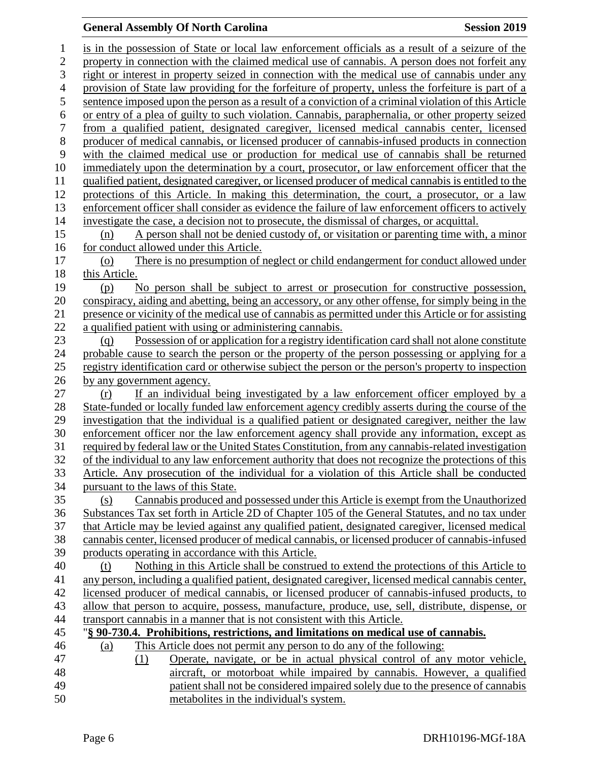is in the possession of State or local law enforcement officials as a result of a seizure of the property in connection with the claimed medical use of cannabis. A person does not forfeit any right or interest in property seized in connection with the medical use of cannabis under any provision of State law providing for the forfeiture of property, unless the forfeiture is part of a sentence imposed upon the person as a result of a conviction of a criminal violation of this Article or entry of a plea of guilty to such violation. Cannabis, paraphernalia, or other property seized from a qualified patient, designated caregiver, licensed medical cannabis center, licensed producer of medical cannabis, or licensed producer of cannabis-infused products in connection with the claimed medical use or production for medical use of cannabis shall be returned immediately upon the determination by a court, prosecutor, or law enforcement officer that the qualified patient, designated caregiver, or licensed producer of medical cannabis is entitled to the protections of this Article. In making this determination, the court, a prosecutor, or a law enforcement officer shall consider as evidence the failure of law enforcement officers to actively investigate the case, a decision not to prosecute, the dismissal of charges, or acquittal.

(n) A person shall not be denied custody of, or visitation or parenting time with, a minor for conduct allowed under this Article.

(o) There is no presumption of neglect or child endangerment for conduct allowed under this Article.

(p) No person shall be subject to arrest or prosecution for constructive possession, conspiracy, aiding and abetting, being an accessory, or any other offense, for simply being in the presence or vicinity of the medical use of cannabis as permitted under this Article or for assisting a qualified patient with using or administering cannabis.

(q) Possession of or application for a registry identification card shall not alone constitute probable cause to search the person or the property of the person possessing or applying for a registry identification card or otherwise subject the person or the person's property to inspection by any government agency.

(r) If an individual being investigated by a law enforcement officer employed by a State-funded or locally funded law enforcement agency credibly asserts during the course of the investigation that the individual is a qualified patient or designated caregiver, neither the law enforcement officer nor the law enforcement agency shall provide any information, except as required by federal law or the United States Constitution, from any cannabis-related investigation of the individual to any law enforcement authority that does not recognize the protections of this Article. Any prosecution of the individual for a violation of this Article shall be conducted pursuant to the laws of this State.

(s) Cannabis produced and possessed under this Article is exempt from the Unauthorized Substances Tax set forth in Article 2D of Chapter 105 of the General Statutes, and no tax under that Article may be levied against any qualified patient, designated caregiver, licensed medical cannabis center, licensed producer of medical cannabis, or licensed producer of cannabis-infused products operating in accordance with this Article.

(t) Nothing in this Article shall be construed to extend the protections of this Article to any person, including a qualified patient, designated caregiver, licensed medical cannabis center, licensed producer of medical cannabis, or licensed producer of cannabis-infused products, to allow that person to acquire, possess, manufacture, produce, use, sell, distribute, dispense, or transport cannabis in a manner that is not consistent with this Article.

"**§ 90-730.4. Prohibitions, restrictions, and limitations on medical use of cannabis.**

(a) This Article does not permit any person to do any of the following:

(1) Operate, navigate, or be in actual physical control of any motor vehicle, aircraft, or motorboat while impaired by cannabis. However, a qualified patient shall not be considered impaired solely due to the presence of cannabis metabolites in the individual's system.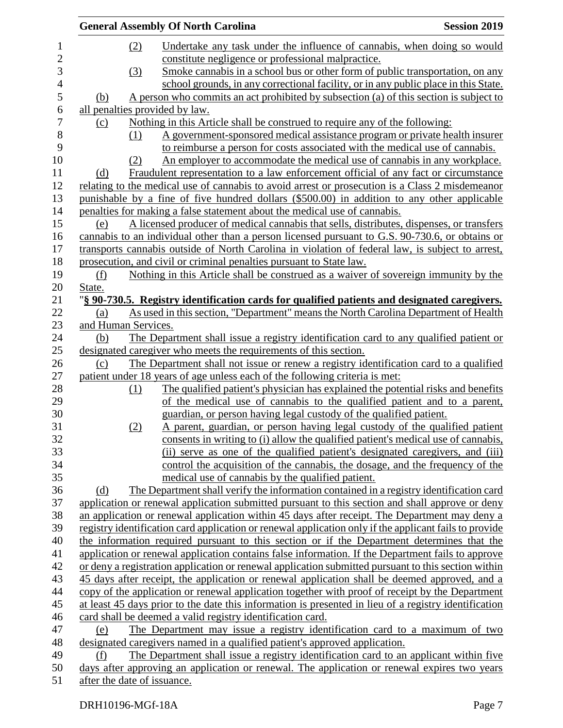(2) Undertake any task under the influence of cannabis, when doing so would constitute negligence or professional malpractice.

(3) Smoke cannabis in a school bus or other form of public transportation, on any school grounds, in any correctional facility, or in any public place in this State.

(b) A person who commits an act prohibited by subsection (a) of this section is subject to all penalties provided by law.

(c) Nothing in this Article shall be construed to require any of the following:

(1) A government-sponsored medical assistance program or private health insurer to reimburse a person for costs associated with the medical use of cannabis.

(2) An employer to accommodate the medical use of cannabis in any workplace.

(d) Fraudulent representation to a law enforcement official of any fact or circumstance relating to the medical use of cannabis to avoid arrest or prosecution is a Class 2 misdemeanor punishable by a fine of five hundred dollars ($500.00) in addition to any other applicable penalties for making a false statement about the medical use of cannabis.

(e) A licensed producer of medical cannabis that sells, distributes, dispenses, or transfers cannabis to an individual other than a person licensed pursuant to G.S. 90-730.6, or obtains or transports cannabis outside of North Carolina in violation of federal law, is subject to arrest, prosecution, and civil or criminal penalties pursuant to State law.

(f) Nothing in this Article shall be construed as a waiver of sovereign immunity by the State.

"**§ 90-730.5. Registry identification cards for qualified patients and designated caregivers.**

(a) As used in this section, "Department" means the North Carolina Department of Health and Human Services.

(b) The Department shall issue a registry identification card to any qualified patient or designated caregiver who meets the requirements of this section.

(c) The Department shall not issue or renew a registry identification card to a qualified patient under 18 years of age unless each of the following criteria is met:

(1) The qualified patient's physician has explained the potential risks and benefits of the medical use of cannabis to the qualified patient and to a parent, guardian, or person having legal custody of the qualified patient.

(2) A parent, guardian, or person having legal custody of the qualified patient consents in writing to (i) allow the qualified patient's medical use of cannabis, (ii) serve as one of the qualified patient's designated caregivers, and (iii) control the acquisition of the cannabis, the dosage, and the frequency of the medical use of cannabis by the qualified patient.

(d) The Department shall verify the information contained in a registry identification card application or renewal application submitted pursuant to this section and shall approve or deny an application or renewal application within 45 days after receipt. The Department may deny a registry identification card application or renewal application only if the applicant fails to provide the information required pursuant to this section or if the Department determines that the application or renewal application contains false information. If the Department fails to approve or deny a registration application or renewal application submitted pursuant to this section within 45 days after receipt, the application or renewal application shall be deemed approved, and a copy of the application or renewal application together with proof of receipt by the Department at least 45 days prior to the date this information is presented in lieu of a registry identification card shall be deemed a valid registry identification card.

(e) The Department may issue a registry identification card to a maximum of two designated caregivers named in a qualified patient's approved application.

(f) The Department shall issue a registry identification card to an applicant within five days after approving an application or renewal. The application or renewal expires two years after the date of issuance.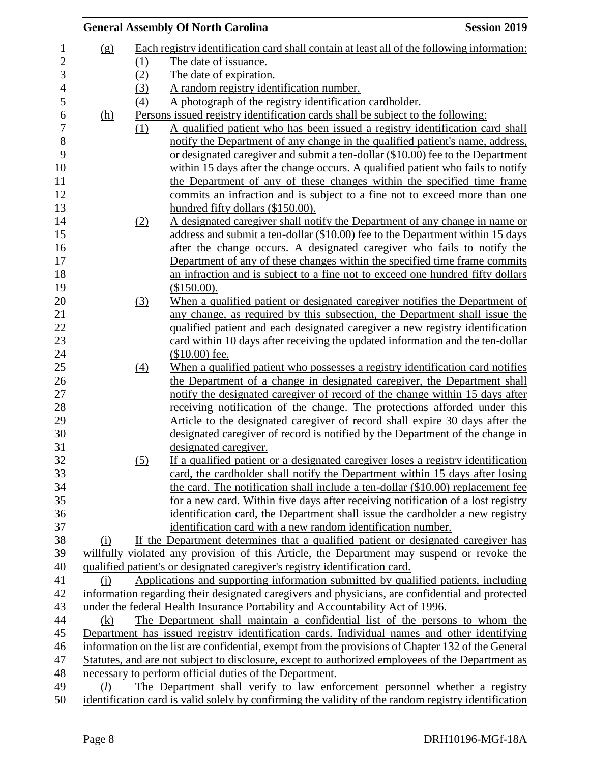(g) Each registry identification card shall contain at least all of the following information:

(1) The date of issuance.

(2) The date of expiration.

(3) A random registry identification number.

(4) A photograph of the registry identification cardholder.

(h) Persons issued registry identification cards shall be subject to the following:

(1) A qualified patient who has been issued a registry identification card shall notify the Department of any change in the qualified patient's name, address, or designated caregiver and submit a ten-dollar ($10.00) fee to the Department within 15 days after the change occurs. A qualified patient who fails to notify the Department of any of these changes within the specified time frame commits an infraction and is subject to a fine not to exceed more than one hundred fifty dollars ($150.00).

(2) A designated caregiver shall notify the Department of any change in name or address and submit a ten-dollar ($10.00) fee to the Department within 15 days after the change occurs. A designated caregiver who fails to notify the Department of any of these changes within the specified time frame commits an infraction and is subject to a fine not to exceed one hundred fifty dollars ($150.00).

(3) When a qualified patient or designated caregiver notifies the Department of any change, as required by this subsection, the Department shall issue the qualified patient and each designated caregiver a new registry identification card within 10 days after receiving the updated information and the ten-dollar ($10.00) fee.

(4) When a qualified patient who possesses a registry identification card notifies the Department of a change in designated caregiver, the Department shall notify the designated caregiver of record of the change within 15 days after receiving notification of the change. The protections afforded under this Article to the designated caregiver of record shall expire 30 days after the designated caregiver of record is notified by the Department of the change in designated caregiver.

(5) If a qualified patient or a designated caregiver loses a registry identification card, the cardholder shall notify the Department within 15 days after losing the card. The notification shall include a ten-dollar ($10.00) replacement fee for a new card. Within five days after receiving notification of a lost registry identification card, the Department shall issue the cardholder a new registry identification card with a new random identification number.

(i) If the Department determines that a qualified patient or designated caregiver has willfully violated any provision of this Article, the Department may suspend or revoke the qualified patient's or designated caregiver's registry identification card.

(j) Applications and supporting information submitted by qualified patients, including information regarding their designated caregivers and physicians, are confidential and protected under the federal Health Insurance Portability and Accountability Act of 1996.

(k) The Department shall maintain a confidential list of the persons to whom the Department has issued registry identification cards. Individual names and other identifying information on the list are confidential, exempt from the provisions of Chapter 132 of the General Statutes, and are not subject to disclosure, except to authorized employees of the Department as necessary to perform official duties of the Department.

(*l*) The Department shall verify to law enforcement personnel whether a registry identification card is valid solely by confirming the validity of the random registry identification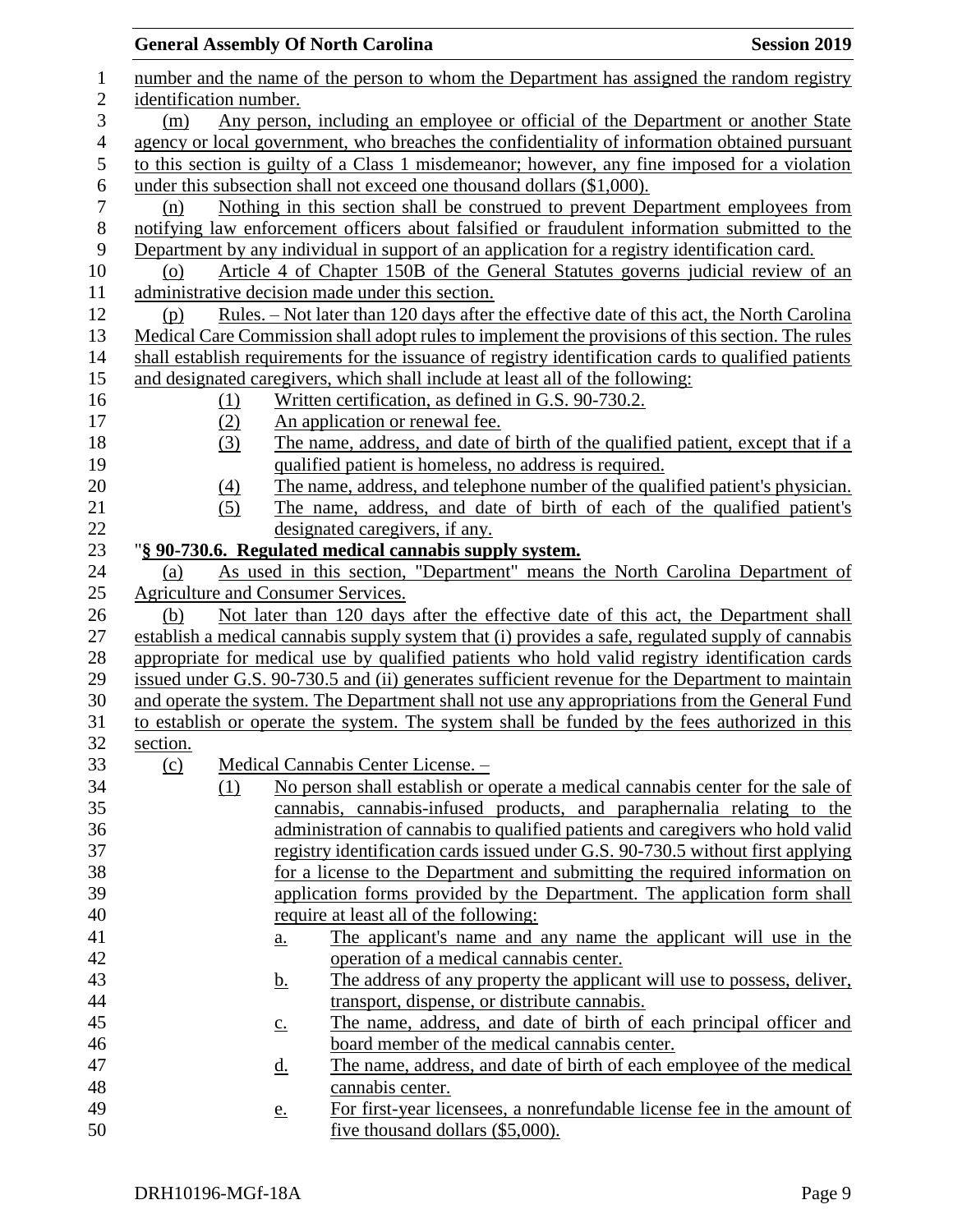number and the name of the person to whom the Department has assigned the random registry identification number.

(m) Any person, including an employee or official of the Department or another State agency or local government, who breaches the confidentiality of information obtained pursuant to this section is guilty of a Class 1 misdemeanor; however, any fine imposed for a violation under this subsection shall not exceed one thousand dollars ($1,000).

(n) Nothing in this section shall be construed to prevent Department employees from notifying law enforcement officers about falsified or fraudulent information submitted to the Department by any individual in support of an application for a registry identification card.

(o) Article 4 of Chapter 150B of the General Statutes governs judicial review of an administrative decision made under this section.

(p) Rules. – Not later than 120 days after the effective date of this act, the North Carolina Medical Care Commission shall adopt rules to implement the provisions of this section. The rules shall establish requirements for the issuance of registry identification cards to qualified patients and designated caregivers, which shall include at least all of the following:

(1) Written certification, as defined in G.S. 90-730.2.
(2) An application or renewal fee.
(3) The name, address, and date of birth of the qualified patient, except that if a qualified patient is homeless, no address is required.
(4) The name, address, and telephone number of the qualified patient's physician.
(5) The name, address, and date of birth of each of the qualified patient's designated caregivers, if any.

"**§ 90-730.6. Regulated medical cannabis supply system.**

(a) As used in this section, "Department" means the North Carolina Department of Agriculture and Consumer Services.

(b) Not later than 120 days after the effective date of this act, the Department shall establish a medical cannabis supply system that (i) provides a safe, regulated supply of cannabis appropriate for medical use by qualified patients who hold valid registry identification cards issued under G.S. 90-730.5 and (ii) generates sufficient revenue for the Department to maintain and operate the system. The Department shall not use any appropriations from the General Fund to establish or operate the system. The system shall be funded by the fees authorized in this section.

(c) Medical Cannabis Center License. –

(1) No person shall establish or operate a medical cannabis center for the sale of cannabis, cannabis-infused products, and paraphernalia relating to the administration of cannabis to qualified patients and caregivers who hold valid registry identification cards issued under G.S. 90-730.5 without first applying for a license to the Department and submitting the required information on application forms provided by the Department. The application form shall require at least all of the following:

a. The applicant's name and any name the applicant will use in the operation of a medical cannabis center.
b. The address of any property the applicant will use to possess, deliver, transport, dispense, or distribute cannabis.
c. The name, address, and date of birth of each principal officer and board member of the medical cannabis center.
d. The name, address, and date of birth of each employee of the medical cannabis center.
e. For first-year licensees, a nonrefundable license fee in the amount of five thousand dollars ($5,000).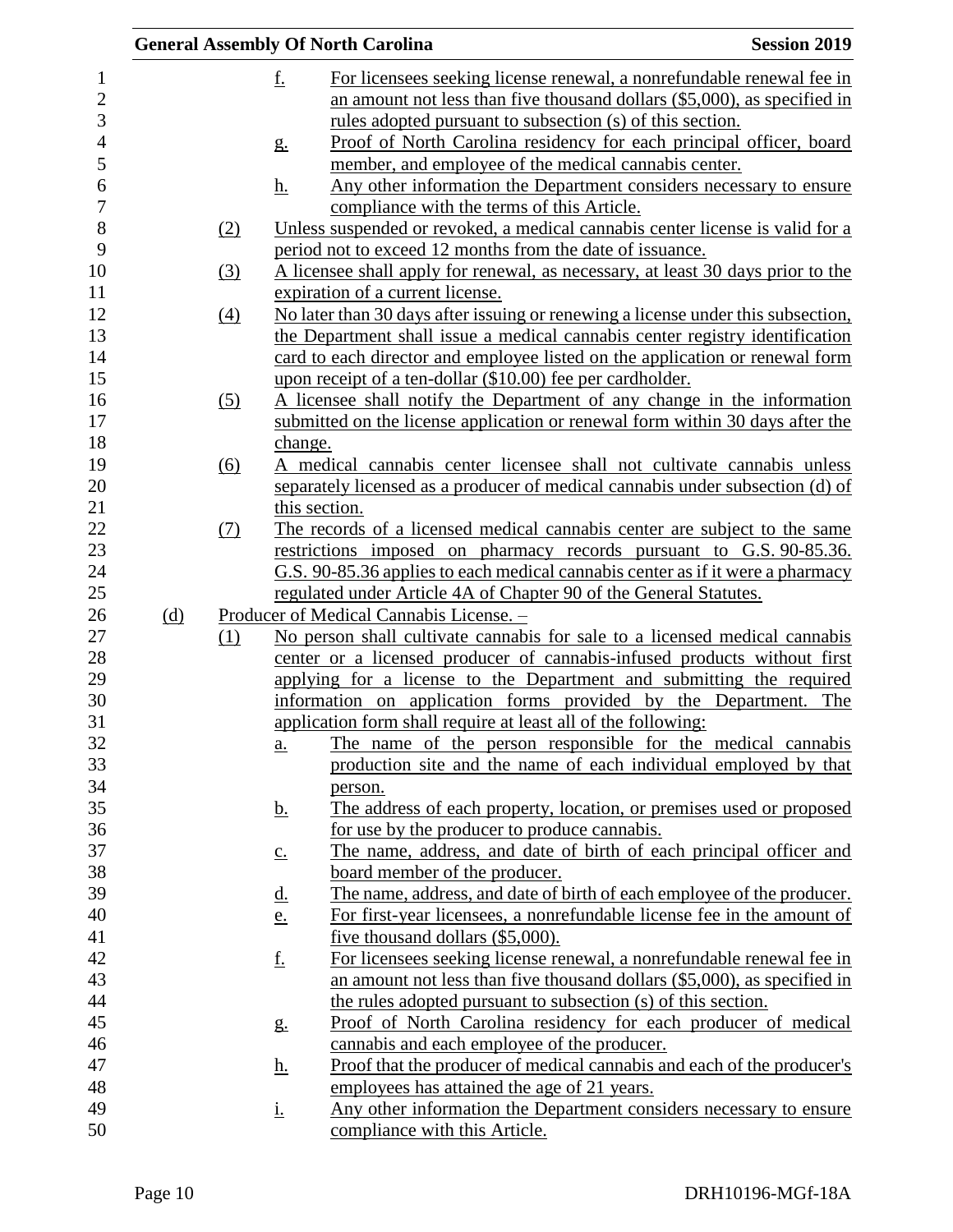f. For licensees seeking license renewal, a nonrefundable renewal fee in an amount not less than five thousand dollars ($5,000), as specified in rules adopted pursuant to subsection (s) of this section.

g. Proof of North Carolina residency for each principal officer, board member, and employee of the medical cannabis center.

h. Any other information the Department considers necessary to ensure compliance with the terms of this Article.

(2) Unless suspended or revoked, a medical cannabis center license is valid for a period not to exceed 12 months from the date of issuance.

(3) A licensee shall apply for renewal, as necessary, at least 30 days prior to the expiration of a current license.

(4) No later than 30 days after issuing or renewing a license under this subsection, the Department shall issue a medical cannabis center registry identification card to each director and employee listed on the application or renewal form upon receipt of a ten-dollar ($10.00) fee per cardholder.

(5) A licensee shall notify the Department of any change in the information submitted on the license application or renewal form within 30 days after the change.

(6) A medical cannabis center licensee shall not cultivate cannabis unless separately licensed as a producer of medical cannabis under subsection (d) of this section.

(7) The records of a licensed medical cannabis center are subject to the same restrictions imposed on pharmacy records pursuant to G.S. 90-85.36. G.S. 90-85.36 applies to each medical cannabis center as if it were a pharmacy regulated under Article 4A of Chapter 90 of the General Statutes.

(d) Producer of Medical Cannabis License. –

(1) No person shall cultivate cannabis for sale to a licensed medical cannabis center or a licensed producer of cannabis-infused products without first applying for a license to the Department and submitting the required information on application forms provided by the Department. The application form shall require at least all of the following:

a. The name of the person responsible for the medical cannabis production site and the name of each individual employed by that person.

b. The address of each property, location, or premises used or proposed for use by the producer to produce cannabis.

c. The name, address, and date of birth of each principal officer and board member of the producer.

d. The name, address, and date of birth of each employee of the producer.

e. For first-year licensees, a nonrefundable license fee in the amount of five thousand dollars ($5,000).

f. For licensees seeking license renewal, a nonrefundable renewal fee in an amount not less than five thousand dollars ($5,000), as specified in the rules adopted pursuant to subsection (s) of this section.

g. Proof of North Carolina residency for each producer of medical cannabis and each employee of the producer.

h. Proof that the producer of medical cannabis and each of the producer's employees has attained the age of 21 years.

i. Any other information the Department considers necessary to ensure compliance with this Article.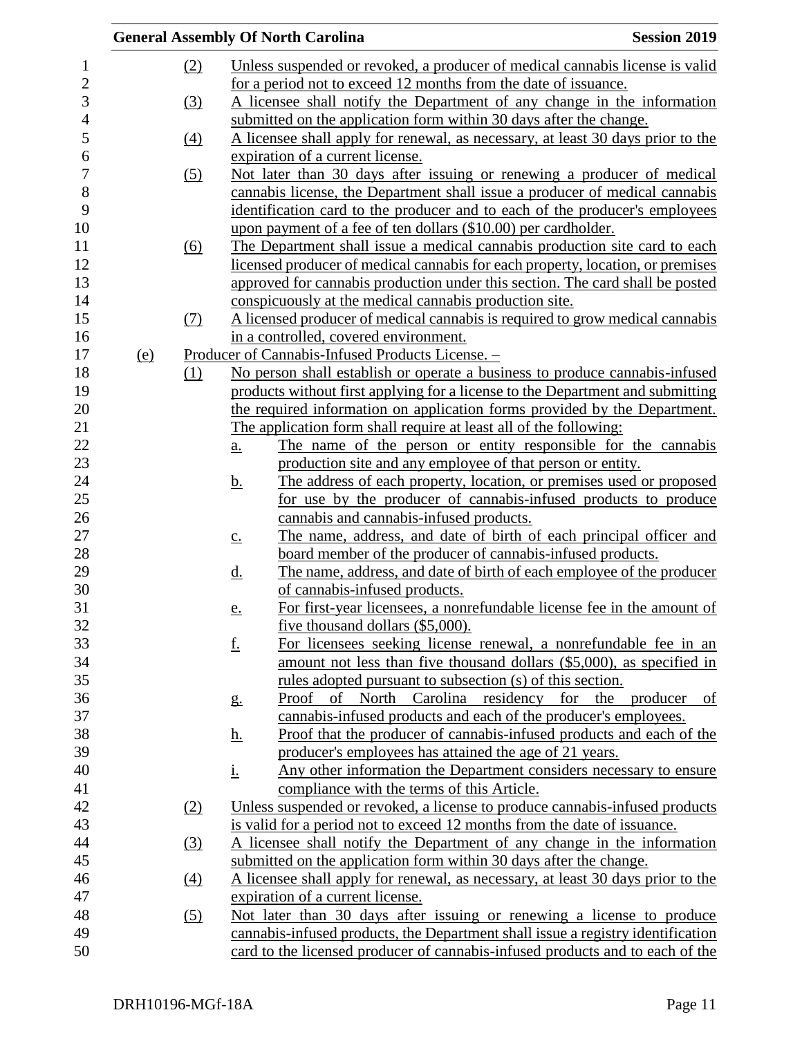(2) Unless suspended or revoked, a producer of medical cannabis license is valid for a period not to exceed 12 months from the date of issuance.

(3) A licensee shall notify the Department of any change in the information submitted on the application form within 30 days after the change.

(4) A licensee shall apply for renewal, as necessary, at least 30 days prior to the expiration of a current license.

(5) Not later than 30 days after issuing or renewing a producer of medical cannabis license, the Department shall issue a producer of medical cannabis identification card to the producer and to each of the producer's employees upon payment of a fee of ten dollars ($10.00) per cardholder.

(6) The Department shall issue a medical cannabis production site card to each licensed producer of medical cannabis for each property, location, or premises approved for cannabis production under this section. The card shall be posted conspicuously at the medical cannabis production site.

(7) A licensed producer of medical cannabis is required to grow medical cannabis in a controlled, covered environment.

(e) Producer of Cannabis-Infused Products License. –

(1) No person shall establish or operate a business to produce cannabis-infused products without first applying for a license to the Department and submitting the required information on application forms provided by the Department. The application form shall require at least all of the following:

a. The name of the person or entity responsible for the cannabis production site and any employee of that person or entity.

b. The address of each property, location, or premises used or proposed for use by the producer of cannabis-infused products to produce cannabis and cannabis-infused products.

c. The name, address, and date of birth of each principal officer and board member of the producer of cannabis-infused products.

d. The name, address, and date of birth of each employee of the producer of cannabis-infused products.

e. For first-year licensees, a nonrefundable license fee in the amount of five thousand dollars ($5,000).

f. For licensees seeking license renewal, a nonrefundable fee in an amount not less than five thousand dollars ($5,000), as specified in rules adopted pursuant to subsection (s) of this section.

g. Proof of North Carolina residency for the producer of cannabis-infused products and each of the producer's employees.

h. Proof that the producer of cannabis-infused products and each of the producer's employees has attained the age of 21 years.

i. Any other information the Department considers necessary to ensure compliance with the terms of this Article.

(2) Unless suspended or revoked, a license to produce cannabis-infused products is valid for a period not to exceed 12 months from the date of issuance.

(3) A licensee shall notify the Department of any change in the information submitted on the application form within 30 days after the change.

(4) A licensee shall apply for renewal, as necessary, at least 30 days prior to the expiration of a current license.

(5) Not later than 30 days after issuing or renewing a license to produce cannabis-infused products, the Department shall issue a registry identification card to the licensed producer of cannabis-infused products and to each of the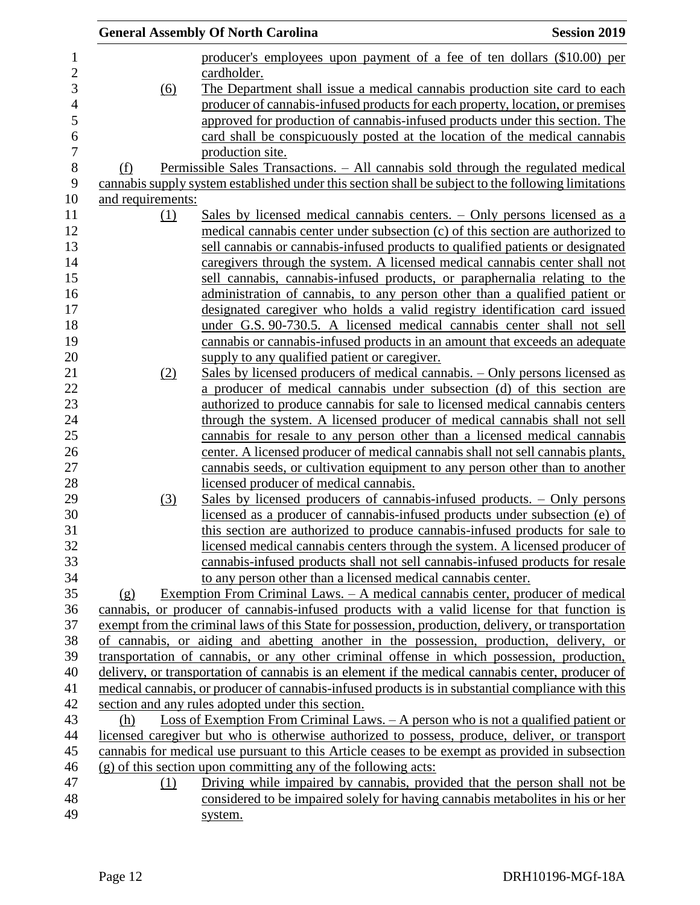producer's employees upon payment of a fee of ten dollars ($10.00) per cardholder.

(6) The Department shall issue a medical cannabis production site card to each producer of cannabis-infused products for each property, location, or premises approved for production of cannabis-infused products under this section. The card shall be conspicuously posted at the location of the medical cannabis production site.

(f) Permissible Sales Transactions. – All cannabis sold through the regulated medical cannabis supply system established under this section shall be subject to the following limitations and requirements:

(1) Sales by licensed medical cannabis centers. – Only persons licensed as a medical cannabis center under subsection (c) of this section are authorized to sell cannabis or cannabis-infused products to qualified patients or designated caregivers through the system. A licensed medical cannabis center shall not sell cannabis, cannabis-infused products, or paraphernalia relating to the administration of cannabis, to any person other than a qualified patient or designated caregiver who holds a valid registry identification card issued under G.S. 90-730.5. A licensed medical cannabis center shall not sell cannabis or cannabis-infused products in an amount that exceeds an adequate supply to any qualified patient or caregiver.

(2) Sales by licensed producers of medical cannabis. – Only persons licensed as a producer of medical cannabis under subsection (d) of this section are authorized to produce cannabis for sale to licensed medical cannabis centers through the system. A licensed producer of medical cannabis shall not sell cannabis for resale to any person other than a licensed medical cannabis center. A licensed producer of medical cannabis shall not sell cannabis plants, cannabis seeds, or cultivation equipment to any person other than to another licensed producer of medical cannabis.

(3) Sales by licensed producers of cannabis-infused products. – Only persons licensed as a producer of cannabis-infused products under subsection (e) of this section are authorized to produce cannabis-infused products for sale to licensed medical cannabis centers through the system. A licensed producer of cannabis-infused products shall not sell cannabis-infused products for resale to any person other than a licensed medical cannabis center.

(g) Exemption From Criminal Laws. – A medical cannabis center, producer of medical cannabis, or producer of cannabis-infused products with a valid license for that function is exempt from the criminal laws of this State for possession, production, delivery, or transportation of cannabis, or aiding and abetting another in the possession, production, delivery, or transportation of cannabis, or any other criminal offense in which possession, production, delivery, or transportation of cannabis is an element if the medical cannabis center, producer of medical cannabis, or producer of cannabis-infused products is in substantial compliance with this section and any rules adopted under this section.

(h) Loss of Exemption From Criminal Laws. – A person who is not a qualified patient or licensed caregiver but who is otherwise authorized to possess, produce, deliver, or transport cannabis for medical use pursuant to this Article ceases to be exempt as provided in subsection (g) of this section upon committing any of the following acts:

(1) Driving while impaired by cannabis, provided that the person shall not be considered to be impaired solely for having cannabis metabolites in his or her system.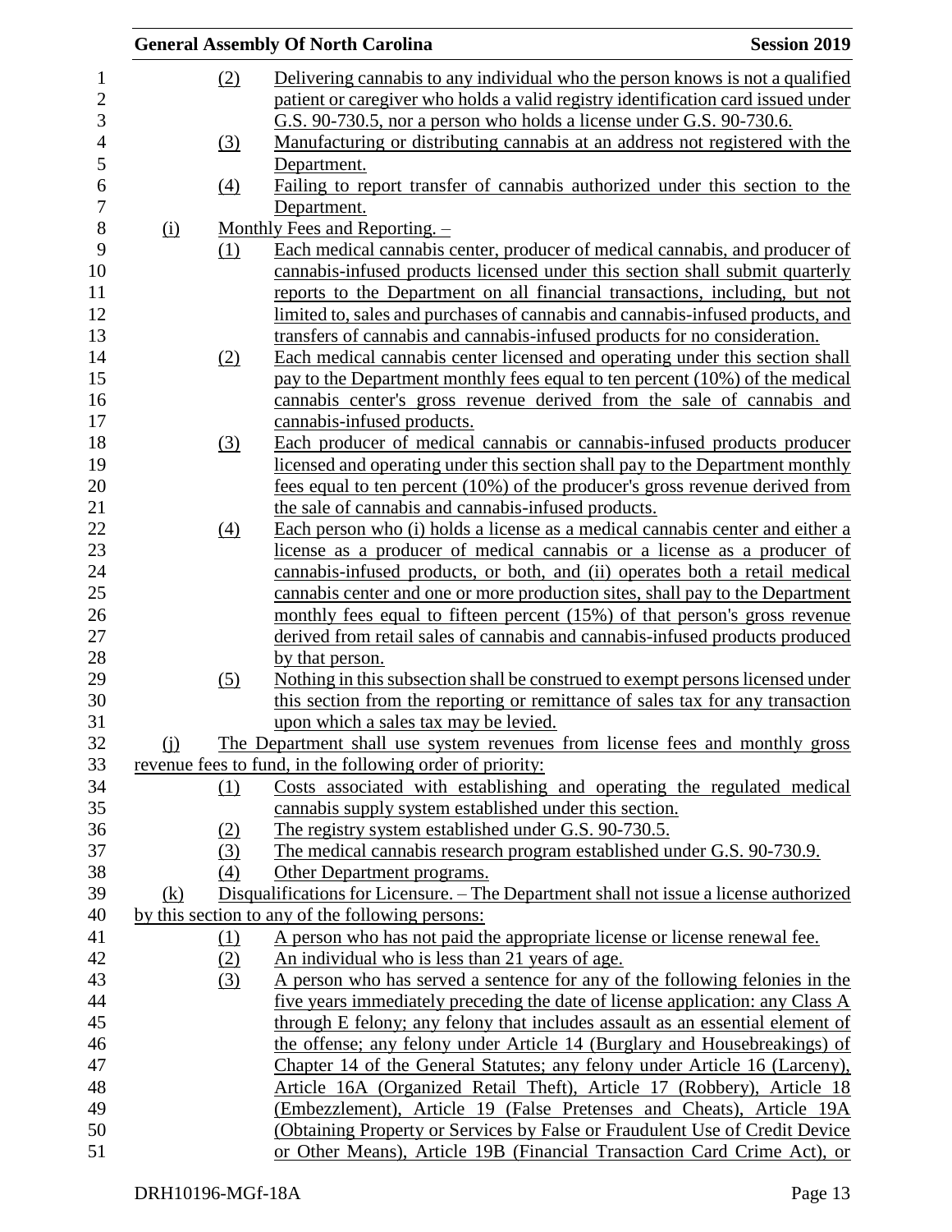(2) Delivering cannabis to any individual who the person knows is not a qualified patient or caregiver who holds a valid registry identification card issued under G.S. 90-730.5, nor a person who holds a license under G.S. 90-730.6.

(3) Manufacturing or distributing cannabis at an address not registered with the Department.

(4) Failing to report transfer of cannabis authorized under this section to the Department.

(i) Monthly Fees and Reporting. –

(1) Each medical cannabis center, producer of medical cannabis, and producer of cannabis-infused products licensed under this section shall submit quarterly reports to the Department on all financial transactions, including, but not limited to, sales and purchases of cannabis and cannabis-infused products, and transfers of cannabis and cannabis-infused products for no consideration.

(2) Each medical cannabis center licensed and operating under this section shall pay to the Department monthly fees equal to ten percent (10%) of the medical cannabis center's gross revenue derived from the sale of cannabis and cannabis-infused products.

(3) Each producer of medical cannabis or cannabis-infused products producer licensed and operating under this section shall pay to the Department monthly fees equal to ten percent (10%) of the producer's gross revenue derived from the sale of cannabis and cannabis-infused products.

(4) Each person who (i) holds a license as a medical cannabis center and either a license as a producer of medical cannabis or a license as a producer of cannabis-infused products, or both, and (ii) operates both a retail medical cannabis center and one or more production sites, shall pay to the Department monthly fees equal to fifteen percent (15%) of that person's gross revenue derived from retail sales of cannabis and cannabis-infused products produced by that person.

(5) Nothing in this subsection shall be construed to exempt persons licensed under this section from the reporting or remittance of sales tax for any transaction upon which a sales tax may be levied.

(j) The Department shall use system revenues from license fees and monthly gross revenue fees to fund, in the following order of priority:

(1) Costs associated with establishing and operating the regulated medical cannabis supply system established under this section.

(2) The registry system established under G.S. 90-730.5.

(3) The medical cannabis research program established under G.S. 90-730.9.

(4) Other Department programs.

(k) Disqualifications for Licensure. – The Department shall not issue a license authorized by this section to any of the following persons:

(1) A person who has not paid the appropriate license or license renewal fee.

(2) An individual who is less than 21 years of age.

(3) A person who has served a sentence for any of the following felonies in the five years immediately preceding the date of license application: any Class A through E felony; any felony that includes assault as an essential element of the offense; any felony under Article 14 (Burglary and Housebreakings) of Chapter 14 of the General Statutes; any felony under Article 16 (Larceny), Article 16A (Organized Retail Theft), Article 17 (Robbery), Article 18 (Embezzlement), Article 19 (False Pretenses and Cheats), Article 19A (Obtaining Property or Services by False or Fraudulent Use of Credit Device or Other Means), Article 19B (Financial Transaction Card Crime Act), or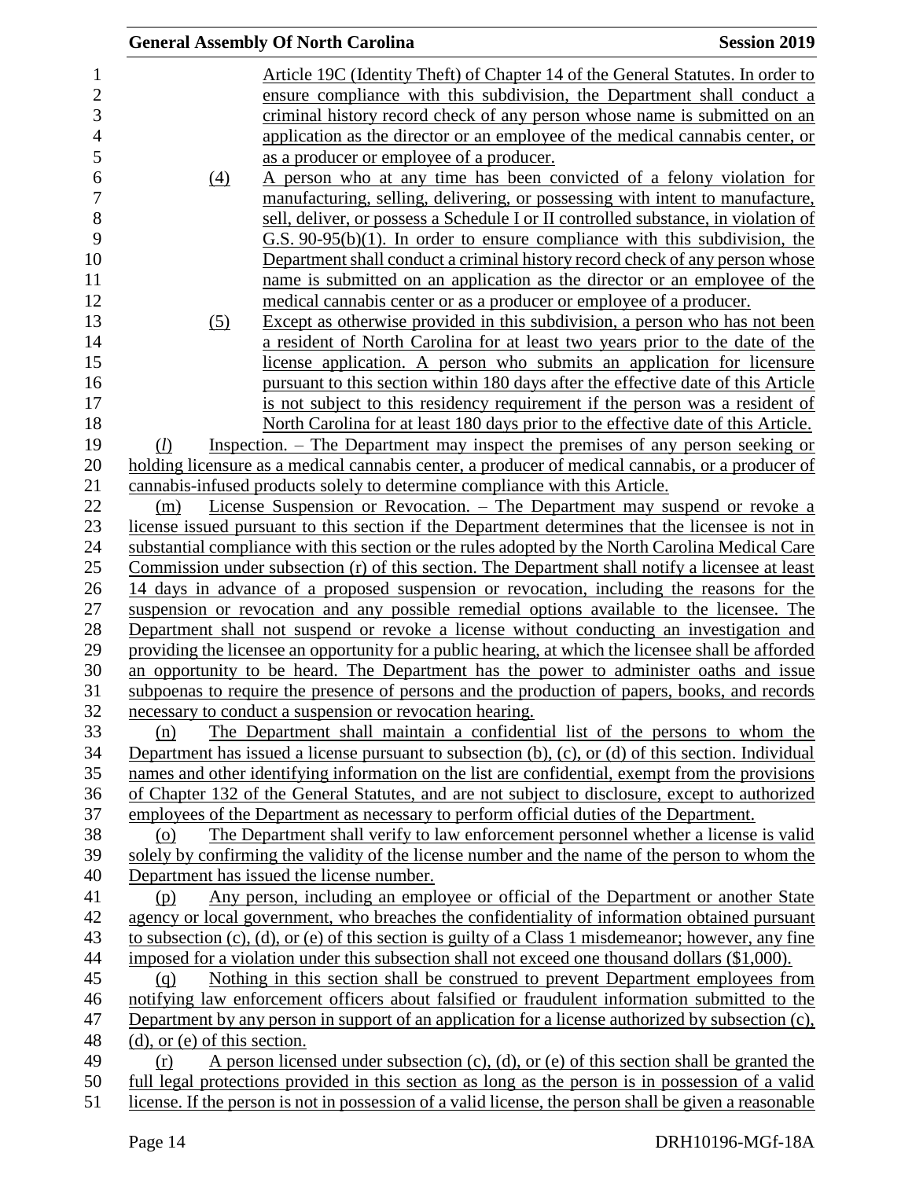Article 19C (Identity Theft) of Chapter 14 of the General Statutes. In order to ensure compliance with this subdivision, the Department shall conduct a criminal history record check of any person whose name is submitted on an application as the director or an employee of the medical cannabis center, or as a producer or employee of a producer.

(4) A person who at any time has been convicted of a felony violation for manufacturing, selling, delivering, or possessing with intent to manufacture, sell, deliver, or possess a Schedule I or II controlled substance, in violation of G.S. 90-95(b)(1). In order to ensure compliance with this subdivision, the Department shall conduct a criminal history record check of any person whose name is submitted on an application as the director or an employee of the medical cannabis center or as a producer or employee of a producer.

(5) Except as otherwise provided in this subdivision, a person who has not been a resident of North Carolina for at least two years prior to the date of the license application. A person who submits an application for licensure pursuant to this section within 180 days after the effective date of this Article is not subject to this residency requirement if the person was a resident of North Carolina for at least 180 days prior to the effective date of this Article.

(*l*) Inspection. – The Department may inspect the premises of any person seeking or holding licensure as a medical cannabis center, a producer of medical cannabis, or a producer of cannabis-infused products solely to determine compliance with this Article.

(m) License Suspension or Revocation. – The Department may suspend or revoke a license issued pursuant to this section if the Department determines that the licensee is not in substantial compliance with this section or the rules adopted by the North Carolina Medical Care Commission under subsection (r) of this section. The Department shall notify a licensee at least 14 days in advance of a proposed suspension or revocation, including the reasons for the suspension or revocation and any possible remedial options available to the licensee. The Department shall not suspend or revoke a license without conducting an investigation and providing the licensee an opportunity for a public hearing, at which the licensee shall be afforded an opportunity to be heard. The Department has the power to administer oaths and issue subpoenas to require the presence of persons and the production of papers, books, and records necessary to conduct a suspension or revocation hearing.

(n) The Department shall maintain a confidential list of the persons to whom the Department has issued a license pursuant to subsection (b), (c), or (d) of this section. Individual names and other identifying information on the list are confidential, exempt from the provisions of Chapter 132 of the General Statutes, and are not subject to disclosure, except to authorized employees of the Department as necessary to perform official duties of the Department.

(o) The Department shall verify to law enforcement personnel whether a license is valid solely by confirming the validity of the license number and the name of the person to whom the Department has issued the license number.

(p) Any person, including an employee or official of the Department or another State agency or local government, who breaches the confidentiality of information obtained pursuant to subsection (c), (d), or (e) of this section is guilty of a Class 1 misdemeanor; however, any fine imposed for a violation under this subsection shall not exceed one thousand dollars ($1,000).

(q) Nothing in this section shall be construed to prevent Department employees from notifying law enforcement officers about falsified or fraudulent information submitted to the Department by any person in support of an application for a license authorized by subsection (c), (d), or (e) of this section.

(r) A person licensed under subsection (c), (d), or (e) of this section shall be granted the full legal protections provided in this section as long as the person is in possession of a valid license. If the person is not in possession of a valid license, the person shall be given a reasonable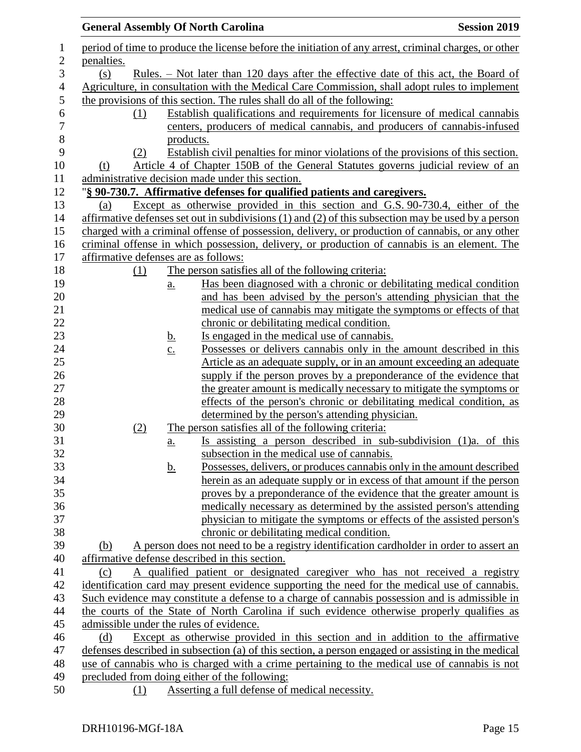period of time to produce the license before the initiation of any arrest, criminal charges, or other penalties.

(s) Rules. – Not later than 120 days after the effective date of this act, the Board of Agriculture, in consultation with the Medical Care Commission, shall adopt rules to implement the provisions of this section. The rules shall do all of the following:

(1) Establish qualifications and requirements for licensure of medical cannabis centers, producers of medical cannabis, and producers of cannabis-infused products.

(2) Establish civil penalties for minor violations of the provisions of this section.

(t) Article 4 of Chapter 150B of the General Statutes governs judicial review of an administrative decision made under this section.

"**§ 90-730.7. Affirmative defenses for qualified patients and caregivers.**

(a) Except as otherwise provided in this section and G.S. 90-730.4, either of the affirmative defenses set out in subdivisions (1) and (2) of this subsection may be used by a person charged with a criminal offense of possession, delivery, or production of cannabis, or any other criminal offense in which possession, delivery, or production of cannabis is an element. The affirmative defenses are as follows:

(1) The person satisfies all of the following criteria:

a. Has been diagnosed with a chronic or debilitating medical condition and has been advised by the person's attending physician that the medical use of cannabis may mitigate the symptoms or effects of that chronic or debilitating medical condition.

b. Is engaged in the medical use of cannabis.

c. Possesses or delivers cannabis only in the amount described in this Article as an adequate supply, or in an amount exceeding an adequate supply if the person proves by a preponderance of the evidence that the greater amount is medically necessary to mitigate the symptoms or effects of the person's chronic or debilitating medical condition, as determined by the person's attending physician.

(2) The person satisfies all of the following criteria:

a. Is assisting a person described in sub-subdivision (1)a. of this subsection in the medical use of cannabis.

b. Possesses, delivers, or produces cannabis only in the amount described herein as an adequate supply or in excess of that amount if the person proves by a preponderance of the evidence that the greater amount is medically necessary as determined by the assisted person's attending physician to mitigate the symptoms or effects of the assisted person's chronic or debilitating medical condition.

(b) A person does not need to be a registry identification cardholder in order to assert an affirmative defense described in this section.

(c) A qualified patient or designated caregiver who has not received a registry identification card may present evidence supporting the need for the medical use of cannabis. Such evidence may constitute a defense to a charge of cannabis possession and is admissible in the courts of the State of North Carolina if such evidence otherwise properly qualifies as admissible under the rules of evidence.

(d) Except as otherwise provided in this section and in addition to the affirmative defenses described in subsection (a) of this section, a person engaged or assisting in the medical use of cannabis who is charged with a crime pertaining to the medical use of cannabis is not precluded from doing either of the following:

(1) Asserting a full defense of medical necessity.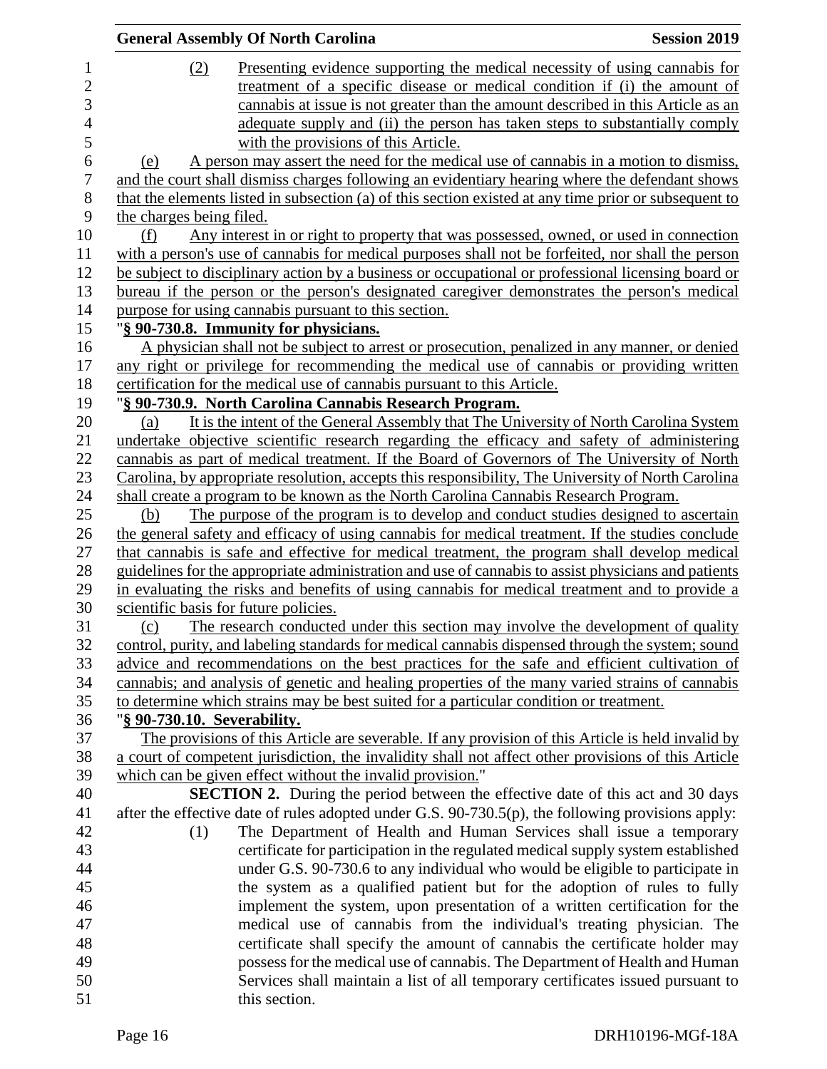(2) Presenting evidence supporting the medical necessity of using cannabis for treatment of a specific disease or medical condition if (i) the amount of cannabis at issue is not greater than the amount described in this Article as an adequate supply and (ii) the person has taken steps to substantially comply with the provisions of this Article.

(e) A person may assert the need for the medical use of cannabis in a motion to dismiss, and the court shall dismiss charges following an evidentiary hearing where the defendant shows that the elements listed in subsection (a) of this section existed at any time prior or subsequent to the charges being filed.

(f) Any interest in or right to property that was possessed, owned, or used in connection with a person's use of cannabis for medical purposes shall not be forfeited, nor shall the person be subject to disciplinary action by a business or occupational or professional licensing board or bureau if the person or the person's designated caregiver demonstrates the person's medical purpose for using cannabis pursuant to this section.

"**§ 90-730.8. Immunity for physicians.**

A physician shall not be subject to arrest or prosecution, penalized in any manner, or denied any right or privilege for recommending the medical use of cannabis or providing written certification for the medical use of cannabis pursuant to this Article.

"**§ 90-730.9. North Carolina Cannabis Research Program.**

(a) It is the intent of the General Assembly that The University of North Carolina System undertake objective scientific research regarding the efficacy and safety of administering cannabis as part of medical treatment. If the Board of Governors of The University of North Carolina, by appropriate resolution, accepts this responsibility, The University of North Carolina shall create a program to be known as the North Carolina Cannabis Research Program.

(b) The purpose of the program is to develop and conduct studies designed to ascertain the general safety and efficacy of using cannabis for medical treatment. If the studies conclude that cannabis is safe and effective for medical treatment, the program shall develop medical guidelines for the appropriate administration and use of cannabis to assist physicians and patients in evaluating the risks and benefits of using cannabis for medical treatment and to provide a scientific basis for future policies.

(c) The research conducted under this section may involve the development of quality control, purity, and labeling standards for medical cannabis dispensed through the system; sound advice and recommendations on the best practices for the safe and efficient cultivation of cannabis; and analysis of genetic and healing properties of the many varied strains of cannabis to determine which strains may be best suited for a particular condition or treatment.

"**§ 90-730.10. Severability.**

The provisions of this Article are severable. If any provision of this Article is held invalid by a court of competent jurisdiction, the invalidity shall not affect other provisions of this Article which can be given effect without the invalid provision."

**SECTION 2.** During the period between the effective date of this act and 30 days after the effective date of rules adopted under G.S. 90-730.5(p), the following provisions apply:

(1) The Department of Health and Human Services shall issue a temporary certificate for participation in the regulated medical supply system established under G.S. 90-730.6 to any individual who would be eligible to participate in the system as a qualified patient but for the adoption of rules to fully implement the system, upon presentation of a written certification for the medical use of cannabis from the individual's treating physician. The certificate shall specify the amount of cannabis the certificate holder may possess for the medical use of cannabis. The Department of Health and Human Services shall maintain a list of all temporary certificates issued pursuant to this section.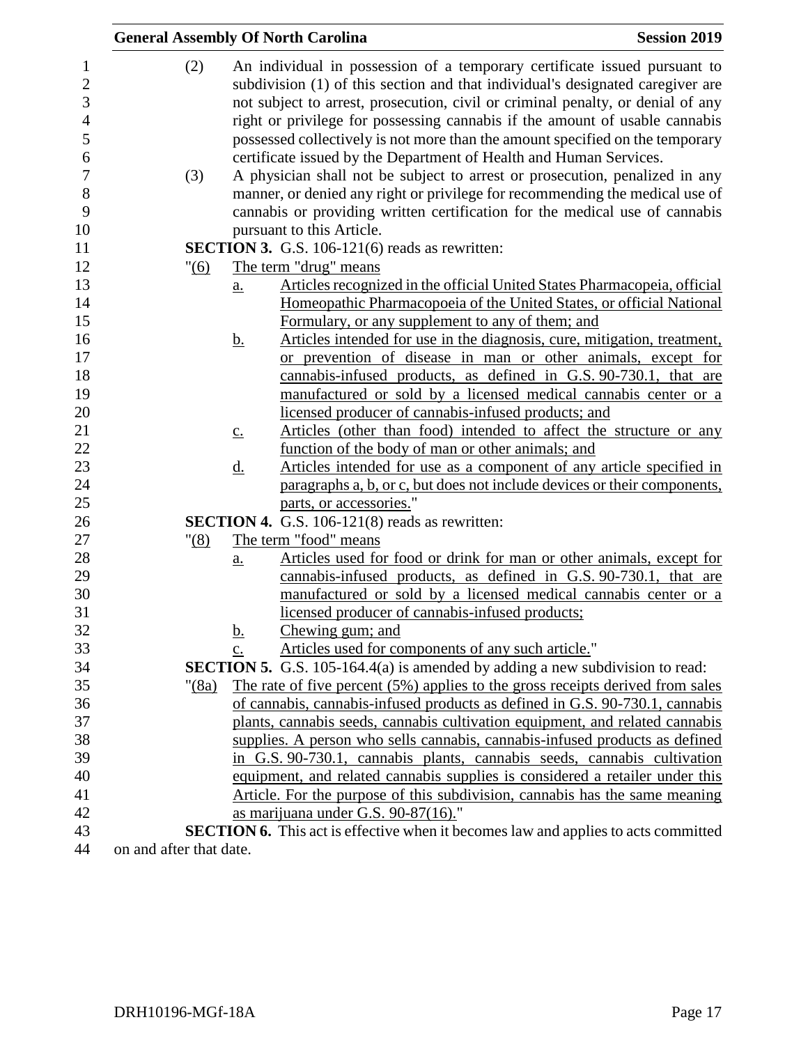(2) An individual in possession of a temporary certificate issued pursuant to subdivision (1) of this section and that individual's designated caregiver are not subject to arrest, prosecution, civil or criminal penalty, or denial of any right or privilege for possessing cannabis if the amount of usable cannabis possessed collectively is not more than the amount specified on the temporary certificate issued by the Department of Health and Human Services.

(3) A physician shall not be subject to arrest or prosecution, penalized in any manner, or denied any right or privilege for recommending the medical use of cannabis or providing written certification for the medical use of cannabis pursuant to this Article.

**SECTION 3.** G.S. 106-121(6) reads as rewritten:

"(6) The term "drug" means

a. Articles recognized in the official United States Pharmacopeia, official Homeopathic Pharmacopoeia of the United States, or official National Formulary, or any supplement to any of them; and

b. Articles intended for use in the diagnosis, cure, mitigation, treatment, or prevention of disease in man or other animals, except for cannabis-infused products, as defined in G.S. 90-730.1, that are manufactured or sold by a licensed medical cannabis center or a licensed producer of cannabis-infused products; and

c. Articles (other than food) intended to affect the structure or any function of the body of man or other animals; and

d. Articles intended for use as a component of any article specified in paragraphs a, b, or c, but does not include devices or their components, parts, or accessories."

**SECTION 4.** G.S. 106-121(8) reads as rewritten:

"(8) The term "food" means

a. Articles used for food or drink for man or other animals, except for cannabis-infused products, as defined in G.S. 90-730.1, that are manufactured or sold by a licensed medical cannabis center or a licensed producer of cannabis-infused products;

b. Chewing gum; and

c. Articles used for components of any such article."

**SECTION 5.** G.S. 105-164.4(a) is amended by adding a new subdivision to read:

"(8a) The rate of five percent (5%) applies to the gross receipts derived from sales of cannabis, cannabis-infused products as defined in G.S. 90-730.1, cannabis plants, cannabis seeds, cannabis cultivation equipment, and related cannabis supplies. A person who sells cannabis, cannabis-infused products as defined in G.S. 90-730.1, cannabis plants, cannabis seeds, cannabis cultivation equipment, and related cannabis supplies is considered a retailer under this Article. For the purpose of this subdivision, cannabis has the same meaning as marijuana under G.S. 90-87(16)."

**SECTION 6.** This act is effective when it becomes law and applies to acts committed on and after that date.